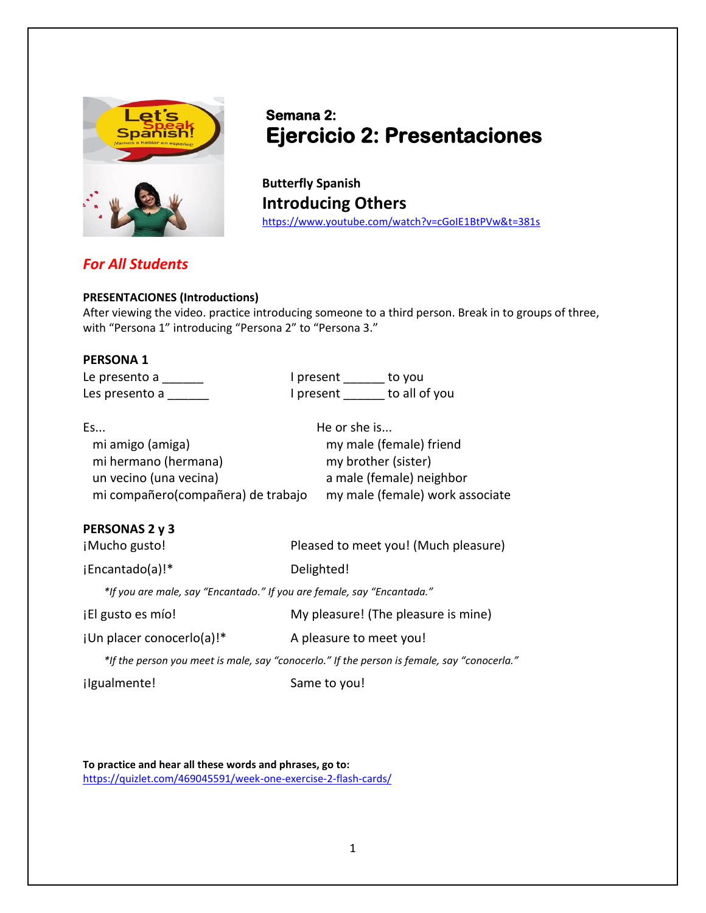### Semana 2:

# Ejercicio 2: Presentaciones

**Butterfly Spanish**

## Introducing Others

https://www.youtube.com/watch?v=cGoIE1BtPVw&t=381s

### *For All Students*

**PRESENTACIONES (Introductions)**

After viewing the video. practice introducing someone to a third person. Break in to groups of three, with "Persona 1" introducing "Persona 2" to "Persona 3."

**PERSONA 1**

| | |
|---|---|
| Le presento a ______ | I present ______ to you |
| Les presento a ______ | I present ______ to all of you |

| | |
|---|---|
| Es... | He or she is... |
| mi amigo (amiga) | my male (female) friend |
| mi hermano (hermana) | my brother (sister) |
| un vecino (una vecina) | a male (female) neighbor |
| mi compañero(compañera) de trabajo | my male (female) work associate |

**PERSONAS 2 y 3**

| | |
|---|---|
| ¡Mucho gusto! | Pleased to meet you! (Much pleasure) |
| ¡Encantado(a)!* | Delighted! |

*\*If you are male, say "Encantado." If you are female, say "Encantada."*

| | |
|---|---|
| ¡El gusto es mío! | My pleasure! (The pleasure is mine) |
| ¡Un placer conocerlo(a)!* | A pleasure to meet you! |

*\*If the person you meet is male, say "conocerlo." If the person is female, say "conocerla."*

| | |
|---|---|
| ¡Igualmente! | Same to you! |

**To practice and hear all these words and phrases, go to:**
https://quizlet.com/469045591/week-one-exercise-2-flash-cards/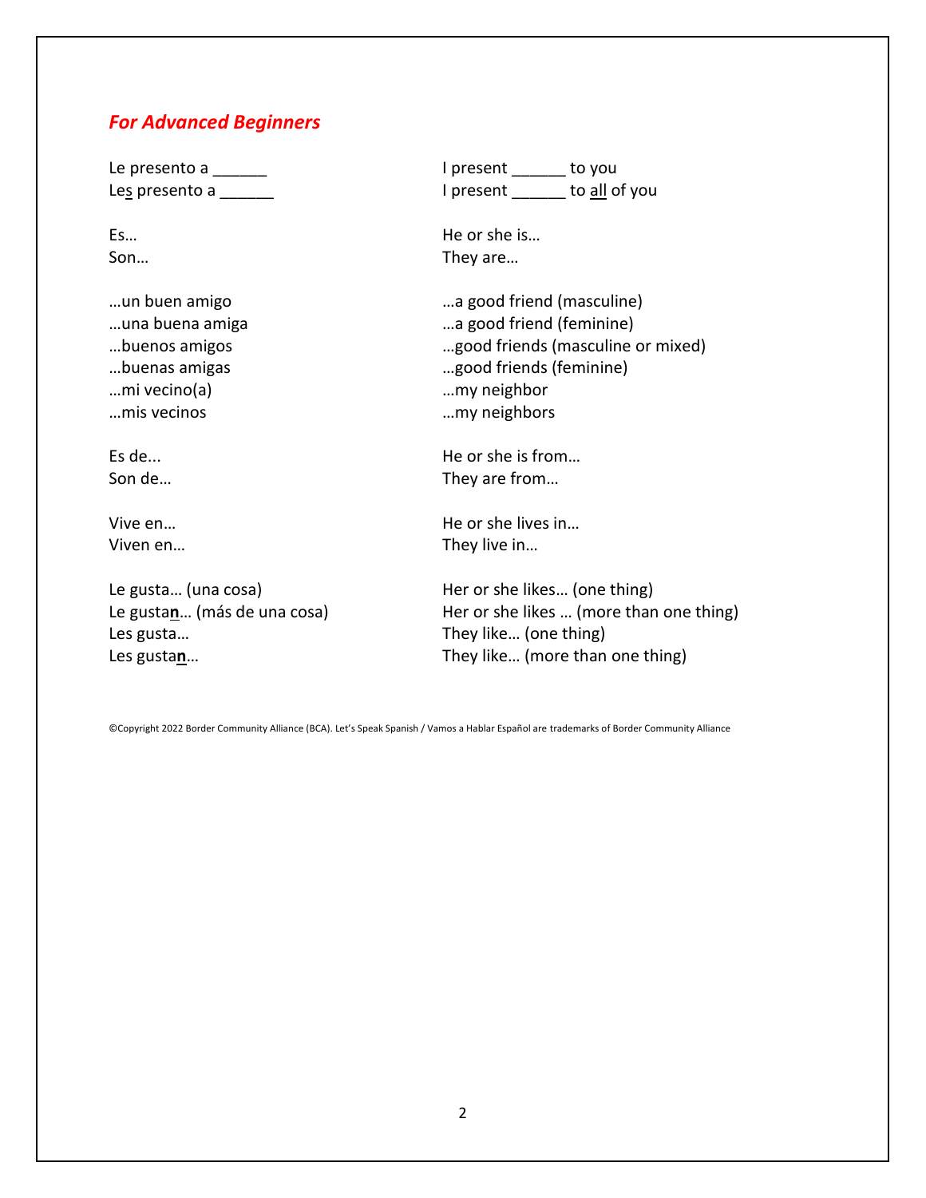***For Advanced Beginners***

| | |
|---|---|
| Le presento a ______ | I present ______ to you |
| Le<u>s</u> presento a ______ | I present ______ to <u>all</u> of you |
| Es… | He or she is… |
| Son… | They are… |
| …un buen amigo | …a good friend (masculine) |
| …una buena amiga | …a good friend (feminine) |
| …buenos amigos | …good friends (masculine or mixed) |
| …buenas amigas | …good friends (feminine) |
| …mi vecino(a) | …my neighbor |
| …mis vecinos | …my neighbors |
| Es de... | He or she is from… |
| Son de… | They are from… |
| Vive en… | He or she lives in… |
| Viven en… | They live in… |
| Le gusta… (una cosa) | Her or she likes… (one thing) |
| Le gusta**<u>n</u>**… (más de una cosa) | Her or she likes … (more than one thing) |
| Les gusta… | They like… (one thing) |
| Les gusta**<u>n</u>**… | They like… (more than one thing) |

©Copyright 2022 Border Community Alliance (BCA). Let's Speak Spanish / Vamos a Hablar Español are trademarks of Border Community Alliance